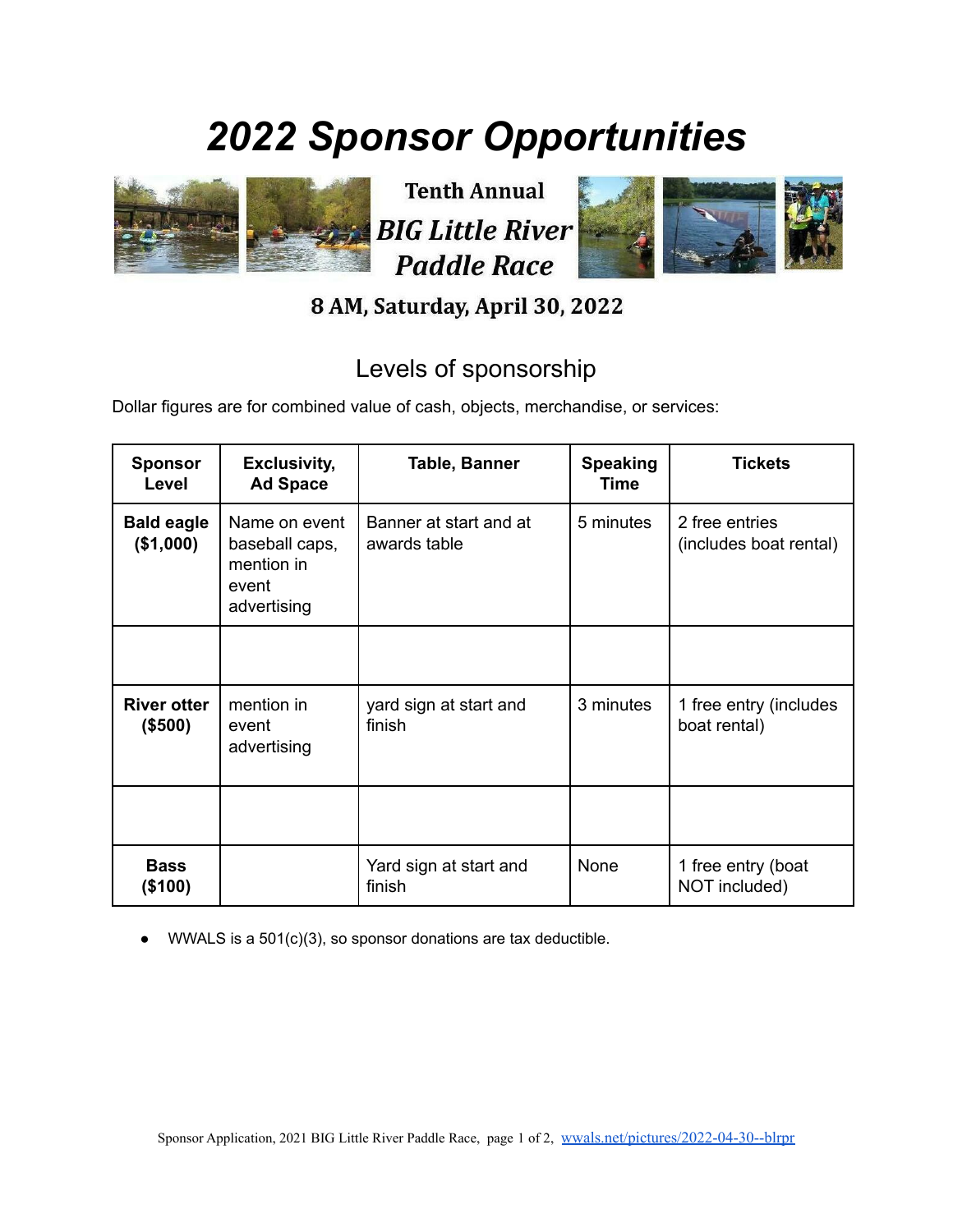# 2022 Sponsor Opportunities

**Tenth Annual**

***BIG Little River Paddle Race***

**8 AM, Saturday, April 30, 2022**

## Levels of sponsorship

Dollar figures are for combined value of cash, objects, merchandise, or services:

| Sponsor Level | Exclusivity, Ad Space | Table, Banner | Speaking Time | Tickets |
|---|---|---|---|---|
| **Bald eagle ($1,000)** | Name on event baseball caps, mention in event advertising | Banner at start and at awards table | 5 minutes | 2 free entries (includes boat rental) |
| | | | | |
| **River otter ($500)** | mention in event advertising | yard sign at start and finish | 3 minutes | 1 free entry (includes boat rental) |
| | | | | |
| **Bass ($100)** | | Yard sign at start and finish | None | 1 free entry (boat NOT included) |

- WWALS is a 501(c)(3), so sponsor donations are tax deductible.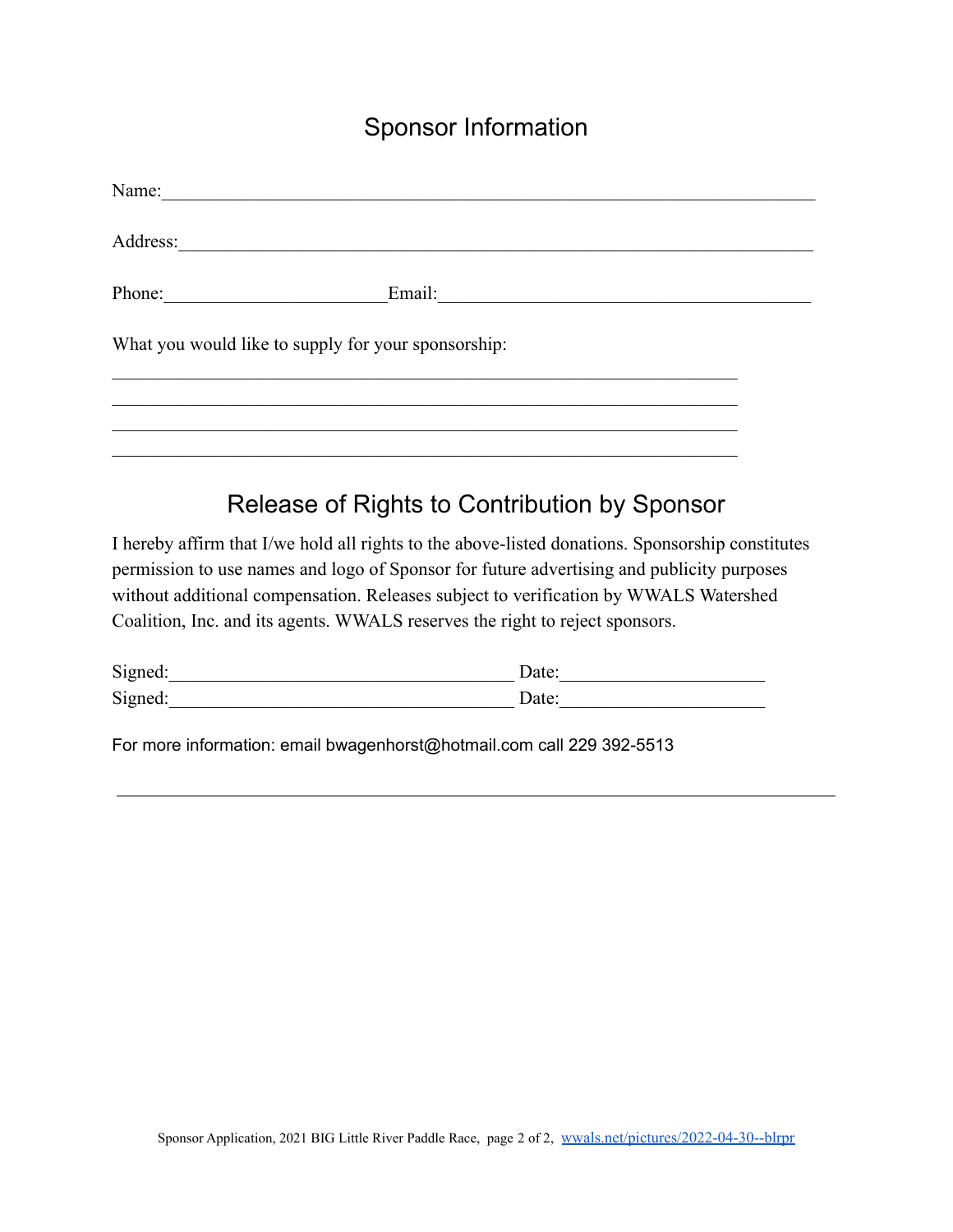# Sponsor Information

Name:_______________________________________________________________________

Address:_____________________________________________________________________

Phone:________________________Email:________________________________________

What you would like to supply for your sponsorship:

_____________________________________________________________________

_____________________________________________________________________

_____________________________________________________________________

_____________________________________________________________________

# Release of Rights to Contribution by Sponsor

I hereby affirm that I/we hold all rights to the above-listed donations. Sponsorship constitutes permission to use names and logo of Sponsor for future advertising and publicity purposes without additional compensation. Releases subject to verification by WWALS Watershed Coalition, Inc. and its agents. WWALS reserves the right to reject sponsors.

Signed:_____________________________________ Date:______________________

Signed:_____________________________________ Date:______________________

For more information: email bwagenhorst@hotmail.com call 229 392-5513